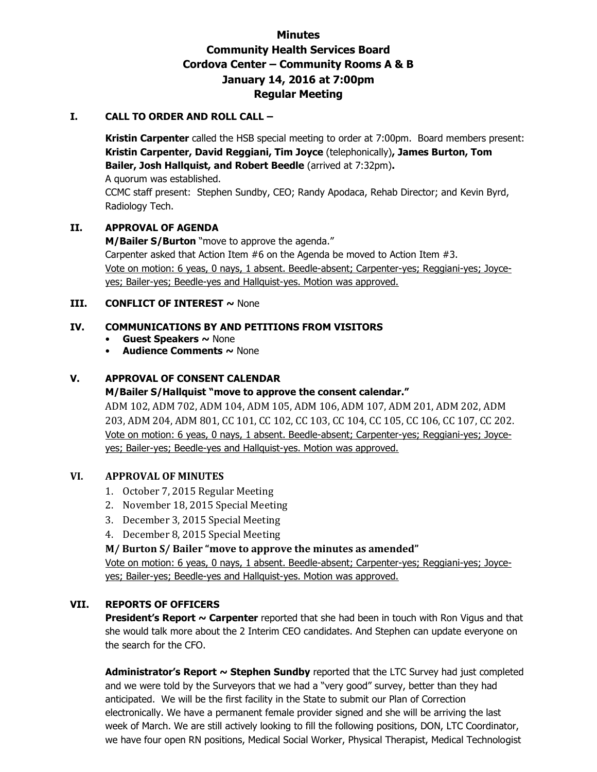# Minutes
# Community Health Services Board
# Cordova Center – Community Rooms A & B
# January 14, 2016 at 7:00pm
# Regular Meeting

## I. CALL TO ORDER AND ROLL CALL –

**Kristin Carpenter** called the HSB special meeting to order at 7:00pm. Board members present: **Kristin Carpenter, David Reggiani, Tim Joyce** (telephonically)**, James Burton, Tom Bailer, Josh Hallquist, and Robert Beedle** (arrived at 7:32pm)**.**
A quorum was established.
CCMC staff present: Stephen Sundby, CEO; Randy Apodaca, Rehab Director; and Kevin Byrd, Radiology Tech.

## II. APPROVAL OF AGENDA

**M/Bailer S/Burton** "move to approve the agenda."
Carpenter asked that Action Item #6 on the Agenda be moved to Action Item #3.
Vote on motion: 6 yeas, 0 nays, 1 absent. Beedle-absent; Carpenter-yes; Reggiani-yes; Joyce-yes; Bailer-yes; Beedle-yes and Hallquist-yes. Motion was approved.

## III. CONFLICT OF INTEREST ~ None

## IV. COMMUNICATIONS BY AND PETITIONS FROM VISITORS

- **Guest Speakers ~** None
- **Audience Comments ~** None

## V. APPROVAL OF CONSENT CALENDAR

**M/Bailer S/Hallquist "move to approve the consent calendar."**
ADM 102, ADM 702, ADM 104, ADM 105, ADM 106, ADM 107, ADM 201, ADM 202, ADM 203, ADM 204, ADM 801, CC 101, CC 102, CC 103, CC 104, CC 105, CC 106, CC 107, CC 202.
Vote on motion: 6 yeas, 0 nays, 1 absent. Beedle-absent; Carpenter-yes; Reggiani-yes; Joyce-yes; Bailer-yes; Beedle-yes and Hallquist-yes. Motion was approved.

## VI. APPROVAL OF MINUTES

1. October 7, 2015 Regular Meeting
2. November 18, 2015 Special Meeting
3. December 3, 2015 Special Meeting
4. December 8, 2015 Special Meeting

**M/ Burton S/ Bailer "move to approve the minutes as amended"**
Vote on motion: 6 yeas, 0 nays, 1 absent. Beedle-absent; Carpenter-yes; Reggiani-yes; Joyce-yes; Bailer-yes; Beedle-yes and Hallquist-yes. Motion was approved.

## VII. REPORTS OF OFFICERS

**President's Report ~ Carpenter** reported that she had been in touch with Ron Vigus and that she would talk more about the 2 Interim CEO candidates. And Stephen can update everyone on the search for the CFO.

**Administrator's Report ~ Stephen Sundby** reported that the LTC Survey had just completed and we were told by the Surveyors that we had a "very good" survey, better than they had anticipated. We will be the first facility in the State to submit our Plan of Correction electronically. We have a permanent female provider signed and she will be arriving the last week of March. We are still actively looking to fill the following positions, DON, LTC Coordinator, we have four open RN positions, Medical Social Worker, Physical Therapist, Medical Technologist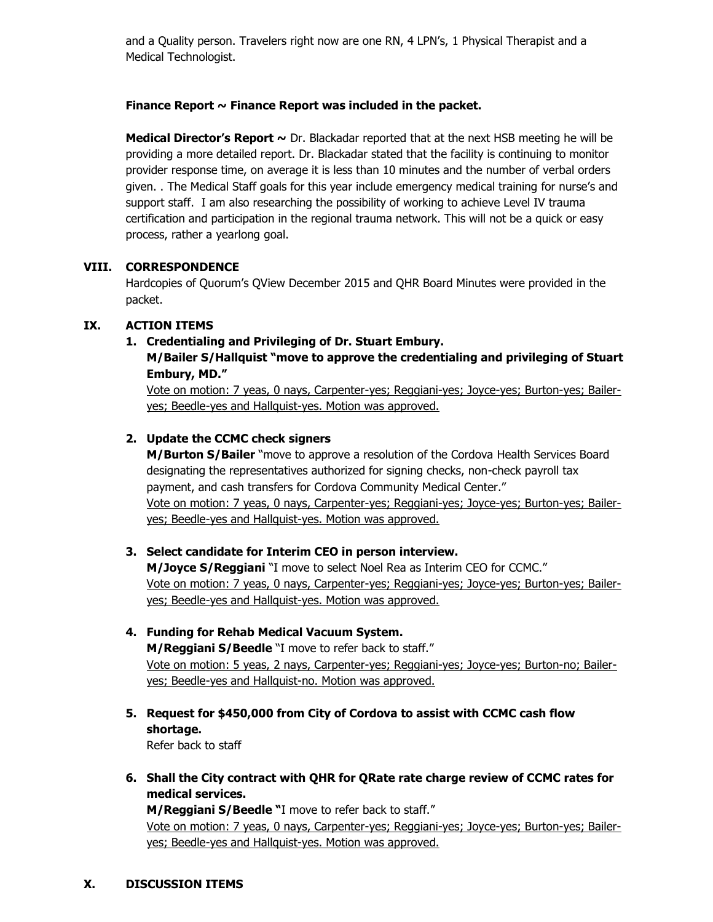and a Quality person. Travelers right now are one RN, 4 LPN's, 1 Physical Therapist and a Medical Technologist.

**Finance Report ~ Finance Report was included in the packet.**

**Medical Director's Report ~** Dr. Blackadar reported that at the next HSB meeting he will be providing a more detailed report. Dr. Blackadar stated that the facility is continuing to monitor provider response time, on average it is less than 10 minutes and the number of verbal orders given. . The Medical Staff goals for this year include emergency medical training for nurse's and support staff. I am also researching the possibility of working to achieve Level IV trauma certification and participation in the regional trauma network. This will not be a quick or easy process, rather a yearlong goal.

## VIII. CORRESPONDENCE

Hardcopies of Quorum's QView December 2015 and QHR Board Minutes were provided in the packet.

## IX. ACTION ITEMS

1. **Credentialing and Privileging of Dr. Stuart Embury.**
   **M/Bailer S/Hallquist "move to approve the credentialing and privileging of Stuart Embury, MD."**
   Vote on motion: 7 yeas, 0 nays, Carpenter-yes; Reggiani-yes; Joyce-yes; Burton-yes; Bailer-yes; Beedle-yes and Hallquist-yes. Motion was approved.

2. **Update the CCMC check signers**
   **M/Burton S/Bailer** "move to approve a resolution of the Cordova Health Services Board designating the representatives authorized for signing checks, non-check payroll tax payment, and cash transfers for Cordova Community Medical Center."
   Vote on motion: 7 yeas, 0 nays, Carpenter-yes; Reggiani-yes; Joyce-yes; Burton-yes; Bailer-yes; Beedle-yes and Hallquist-yes. Motion was approved.

3. **Select candidate for Interim CEO in person interview.**
   **M/Joyce S/Reggiani** "I move to select Noel Rea as Interim CEO for CCMC."
   Vote on motion: 7 yeas, 0 nays, Carpenter-yes; Reggiani-yes; Joyce-yes; Burton-yes; Bailer-yes; Beedle-yes and Hallquist-yes. Motion was approved.

4. **Funding for Rehab Medical Vacuum System.**
   **M/Reggiani S/Beedle** "I move to refer back to staff."
   Vote on motion: 5 yeas, 2 nays, Carpenter-yes; Reggiani-yes; Joyce-yes; Burton-no; Bailer-yes; Beedle-yes and Hallquist-no. Motion was approved.

5. **Request for $450,000 from City of Cordova to assist with CCMC cash flow shortage.**
   Refer back to staff

6. **Shall the City contract with QHR for QRate rate charge review of CCMC rates for medical services.**
   **M/Reggiani S/Beedle "**I move to refer back to staff."
   Vote on motion: 7 yeas, 0 nays, Carpenter-yes; Reggiani-yes; Joyce-yes; Burton-yes; Bailer-yes; Beedle-yes and Hallquist-yes. Motion was approved.

## X. DISCUSSION ITEMS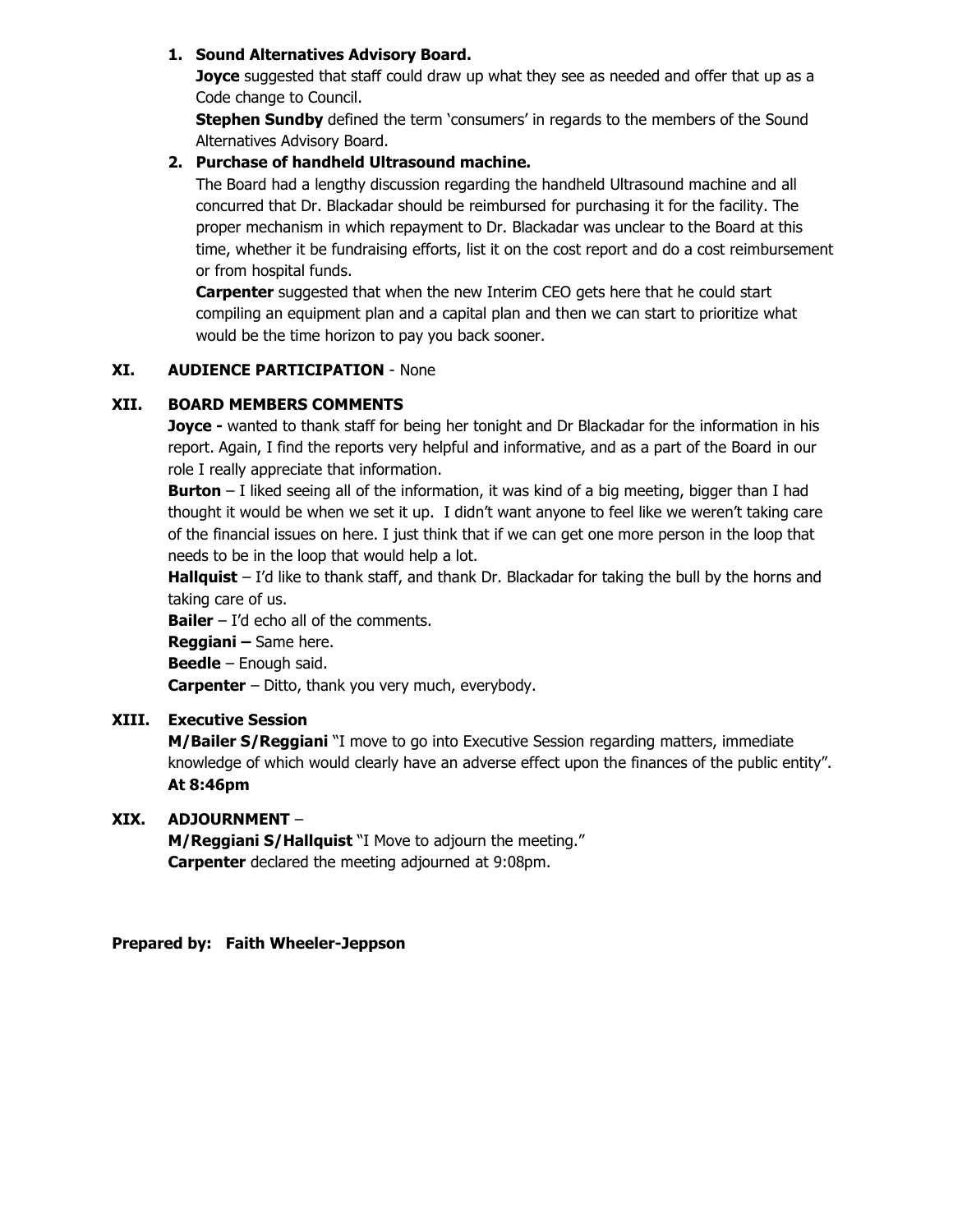1. **Sound Alternatives Advisory Board.**
   **Joyce** suggested that staff could draw up what they see as needed and offer that up as a Code change to Council.
   **Stephen Sundby** defined the term 'consumers' in regards to the members of the Sound Alternatives Advisory Board.
2. **Purchase of handheld Ultrasound machine.**
   The Board had a lengthy discussion regarding the handheld Ultrasound machine and all concurred that Dr. Blackadar should be reimbursed for purchasing it for the facility. The proper mechanism in which repayment to Dr. Blackadar was unclear to the Board at this time, whether it be fundraising efforts, list it on the cost report and do a cost reimbursement or from hospital funds.
   **Carpenter** suggested that when the new Interim CEO gets here that he could start compiling an equipment plan and a capital plan and then we can start to prioritize what would be the time horizon to pay you back sooner.

**XI. AUDIENCE PARTICIPATION** - None

**XII. BOARD MEMBERS COMMENTS**

**Joyce -** wanted to thank staff for being her tonight and Dr Blackadar for the information in his report. Again, I find the reports very helpful and informative, and as a part of the Board in our role I really appreciate that information.

**Burton** – I liked seeing all of the information, it was kind of a big meeting, bigger than I had thought it would be when we set it up. I didn't want anyone to feel like we weren't taking care of the financial issues on here. I just think that if we can get one more person in the loop that needs to be in the loop that would help a lot.

**Hallquist** – I'd like to thank staff, and thank Dr. Blackadar for taking the bull by the horns and taking care of us.

**Bailer** – I'd echo all of the comments.

**Reggiani –** Same here.

**Beedle** – Enough said.

**Carpenter** – Ditto, thank you very much, everybody.

**XIII. Executive Session**

**M/Bailer S/Reggiani** "I move to go into Executive Session regarding matters, immediate knowledge of which would clearly have an adverse effect upon the finances of the public entity".
**At 8:46pm**

**XIX. ADJOURNMENT** –

**M/Reggiani S/Hallquist** "I Move to adjourn the meeting."
**Carpenter** declared the meeting adjourned at 9:08pm.

**Prepared by: Faith Wheeler-Jeppson**